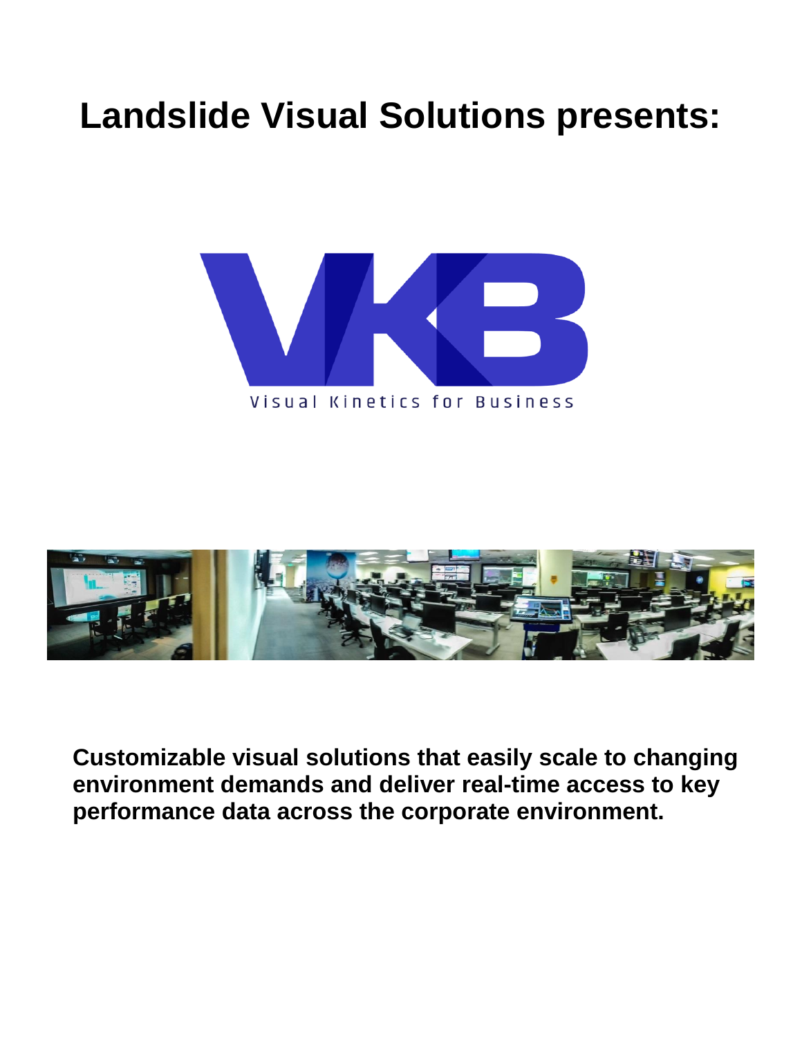# Landslide Visual Solutions presents:

VKB

Visual Kinetics for Business

**Customizable visual solutions that easily scale to changing environment demands and deliver real-time access to key performance data across the corporate environment.**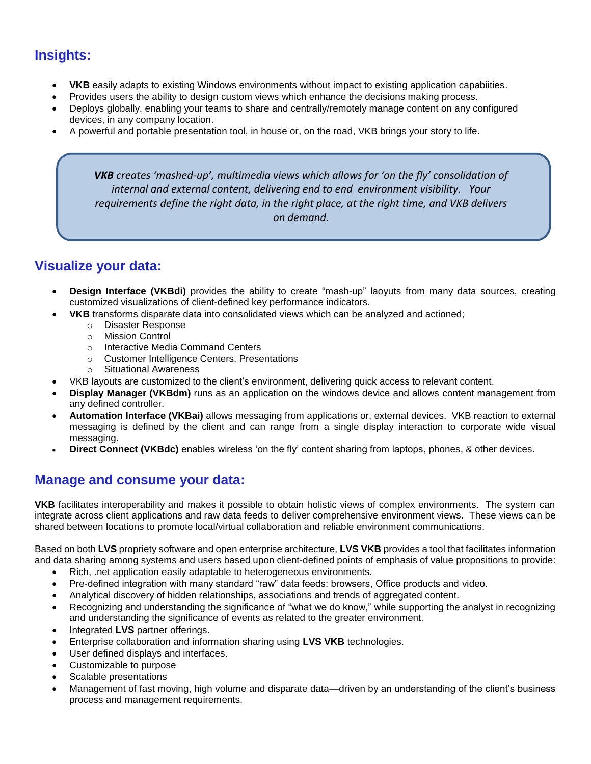## Insights:

- **VKB** easily adapts to existing Windows environments without impact to existing application capabiities.
- Provides users the ability to design custom views which enhance the decisions making process.
- Deploys globally, enabling your teams to share and centrally/remotely manage content on any configured devices, in any company location.
- A powerful and portable presentation tool, in house or, on the road, VKB brings your story to life.

> ***VKB** creates 'mashed-up', multimedia views which allows for 'on the fly' consolidation of internal and external content, delivering end to end environment visibility. Your requirements define the right data, in the right place, at the right time, and VKB delivers on demand.*

## Visualize your data:

- **Design Interface (VKBdi)** provides the ability to create "mash-up" laoyuts from many data sources, creating customized visualizations of client-defined key performance indicators.
- **VKB** transforms disparate data into consolidated views which can be analyzed and actioned;
  - Disaster Response
  - Mission Control
  - Interactive Media Command Centers
  - Customer Intelligence Centers, Presentations
  - Situational Awareness
- VKB layouts are customized to the client's environment, delivering quick access to relevant content.
- **Display Manager (VKBdm)** runs as an application on the windows device and allows content management from any defined controller.
- **Automation Interface (VKBai)** allows messaging from applications or, external devices. VKB reaction to external messaging is defined by the client and can range from a single display interaction to corporate wide visual messaging.
- **Direct Connect (VKBdc)** enables wireless 'on the fly' content sharing from laptops, phones, & other devices.

## Manage and consume your data:

**VKB** facilitates interoperability and makes it possible to obtain holistic views of complex environments. The system can integrate across client applications and raw data feeds to deliver comprehensive environment views. These views can be shared between locations to promote local/virtual collaboration and reliable environment communications.

Based on both **LVS** propriety software and open enterprise architecture, **LVS VKB** provides a tool that facilitates information and data sharing among systems and users based upon client-defined points of emphasis of value propositions to provide:

- Rich, .net application easily adaptable to heterogeneous environments.
- Pre-defined integration with many standard "raw" data feeds: browsers, Office products and video.
- Analytical discovery of hidden relationships, associations and trends of aggregated content.
- Recognizing and understanding the significance of "what we do know," while supporting the analyst in recognizing and understanding the significance of events as related to the greater environment.
- Integrated **LVS** partner offerings.
- Enterprise collaboration and information sharing using **LVS VKB** technologies.
- User defined displays and interfaces.
- Customizable to purpose
- Scalable presentations
- Management of fast moving, high volume and disparate data—driven by an understanding of the client's business process and management requirements.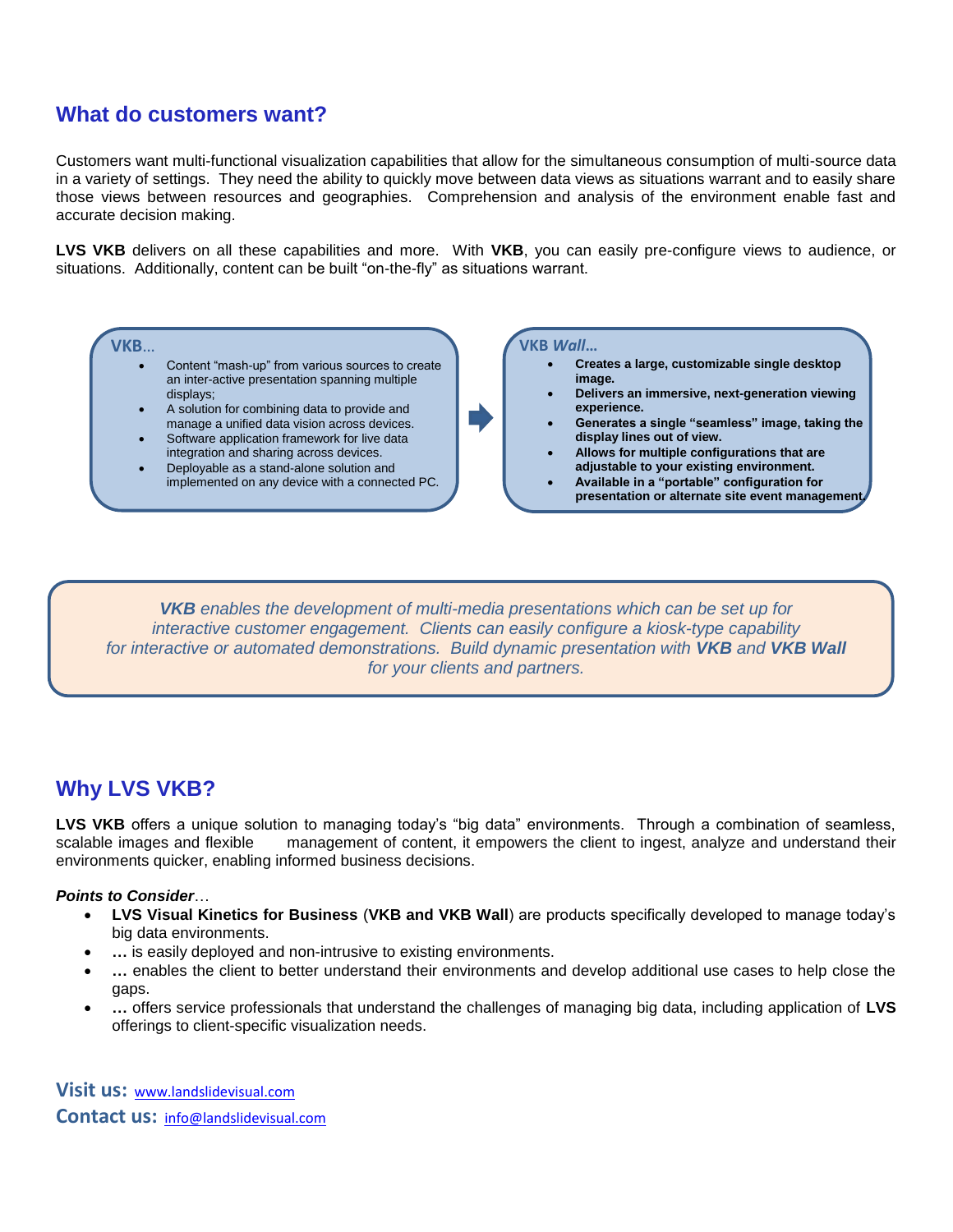## What do customers want?

Customers want multi-functional visualization capabilities that allow for the simultaneous consumption of multi-source data in a variety of settings. They need the ability to quickly move between data views as situations warrant and to easily share those views between resources and geographies. Comprehension and analysis of the environment enable fast and accurate decision making.

**LVS VKB** delivers on all these capabilities and more. With **VKB**, you can easily pre-configure views to audience, or situations. Additionally, content can be built "on-the-fly" as situations warrant.

**VKB…**

- Content "mash-up" from various sources to create an inter-active presentation spanning multiple displays;
- A solution for combining data to provide and manage a unified data vision across devices.
- Software application framework for live data integration and sharing across devices.
- Deployable as a stand-alone solution and implemented on any device with a connected PC.

**VKB *Wall*…**

- **Creates a large, customizable single desktop image.**
- **Delivers an immersive, next-generation viewing experience.**
- **Generates a single "seamless" image, taking the display lines out of view.**
- **Allows for multiple configurations that are adjustable to your existing environment.**
- **Available in a "portable" configuration for presentation or alternate site event management.**

*__VKB__ enables the development of multi-media presentations which can be set up for interactive customer engagement. Clients can easily configure a kiosk-type capability for interactive or automated demonstrations. Build dynamic presentation with __VKB__ and __VKB Wall__ for your clients and partners.*

## Why LVS VKB?

**LVS VKB** offers a unique solution to managing today's "big data" environments. Through a combination of seamless, scalable images and flexible management of content, it empowers the client to ingest, analyze and understand their environments quicker, enabling informed business decisions.

***Points to Consider***…

- **LVS Visual Kinetics for Business** (**VKB and VKB Wall**) are products specifically developed to manage today's big data environments.
- **…** is easily deployed and non-intrusive to existing environments.
- **…** enables the client to better understand their environments and develop additional use cases to help close the gaps.
- **…** offers service professionals that understand the challenges of managing big data, including application of **LVS** offerings to client-specific visualization needs.

**Visit us:** www.landslidevisual.com

**Contact us:** info@landslidevisual.com